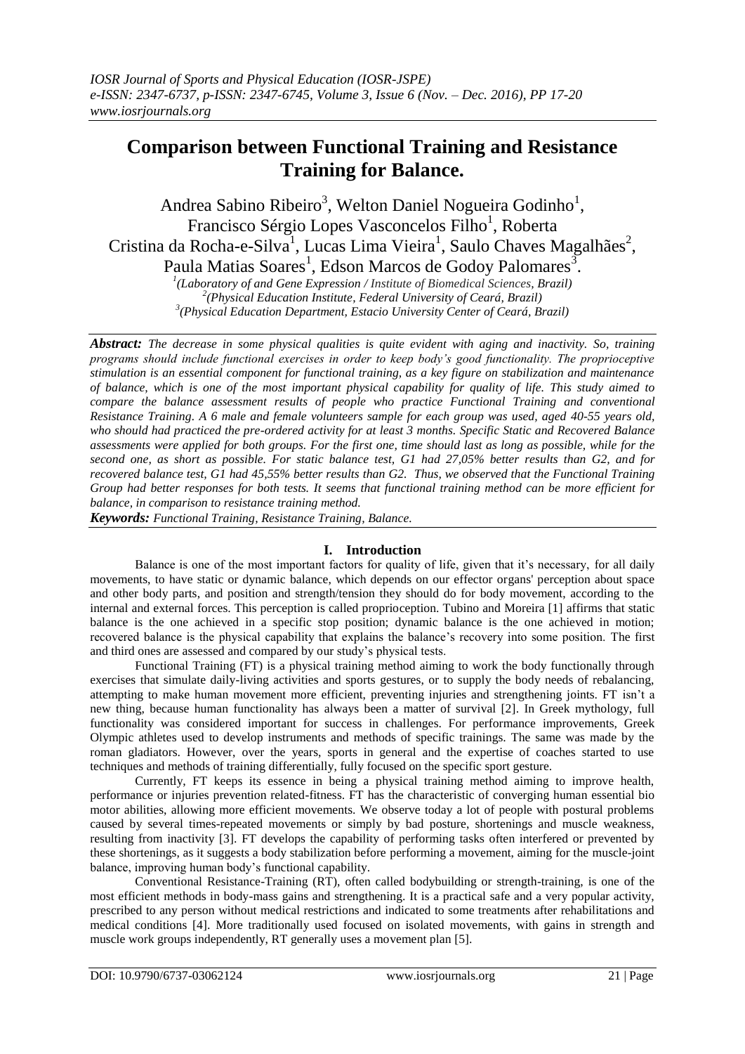# Comparison between Functional Training and Resistance Training for Balance.

Andrea Sabino Ribeiro[3], Welton Daniel Nogueira Godinho[1], Francisco Sérgio Lopes Vasconcelos Filho[1], Roberta Cristina da Rocha-e-Silva[1], Lucas Lima Vieira[1], Saulo Chaves Magalhães[2], Paula Matias Soares[1], Edson Marcos de Godoy Palomares[3].

[1](Laboratory of and Gene Expression / Institute of Biomedical Sciences, Brazil)
[2](Physical Education Institute, Federal University of Ceará, Brazil)
[3](Physical Education Department, Estacio University Center of Ceará, Brazil)

***Abstract:*** *The decrease in some physical qualities is quite evident with aging and inactivity. So, training programs should include functional exercises in order to keep body's good functionality. The proprioceptive stimulation is an essential component for functional training, as a key figure on stabilization and maintenance of balance, which is one of the most important physical capability for quality of life. This study aimed to compare the balance assessment results of people who practice Functional Training and conventional Resistance Training. A 6 male and female volunteers sample for each group was used, aged 40-55 years old, who should had practiced the pre-ordered activity for at least 3 months. Specific Static and Recovered Balance assessments were applied for both groups. For the first one, time should last as long as possible, while for the second one, as short as possible. For static balance test, G1 had 27,05% better results than G2, and for recovered balance test, G1 had 45,55% better results than G2. Thus, we observed that the Functional Training Group had better responses for both tests. It seems that functional training method can be more efficient for balance, in comparison to resistance training method.*

***Keywords:*** *Functional Training, Resistance Training, Balance.*

## I. Introduction

Balance is one of the most important factors for quality of life, given that it's necessary, for all daily movements, to have static or dynamic balance, which depends on our effector organs' perception about space and other body parts, and position and strength/tension they should do for body movement, according to the internal and external forces. This perception is called proprioception. Tubino and Moreira [1] affirms that static balance is the one achieved in a specific stop position; dynamic balance is the one achieved in motion; recovered balance is the physical capability that explains the balance's recovery into some position. The first and third ones are assessed and compared by our study's physical tests.

Functional Training (FT) is a physical training method aiming to work the body functionally through exercises that simulate daily-living activities and sports gestures, or to supply the body needs of rebalancing, attempting to make human movement more efficient, preventing injuries and strengthening joints. FT isn't a new thing, because human functionality has always been a matter of survival [2]. In Greek mythology, full functionality was considered important for success in challenges. For performance improvements, Greek Olympic athletes used to develop instruments and methods of specific trainings. The same was made by the roman gladiators. However, over the years, sports in general and the expertise of coaches started to use techniques and methods of training differentially, fully focused on the specific sport gesture.

Currently, FT keeps its essence in being a physical training method aiming to improve health, performance or injuries prevention related-fitness. FT has the characteristic of converging human essential bio motor abilities, allowing more efficient movements. We observe today a lot of people with postural problems caused by several times-repeated movements or simply by bad posture, shortenings and muscle weakness, resulting from inactivity [3]. FT develops the capability of performing tasks often interfered or prevented by these shortenings, as it suggests a body stabilization before performing a movement, aiming for the muscle-joint balance, improving human body's functional capability.

Conventional Resistance-Training (RT), often called bodybuilding or strength-training, is one of the most efficient methods in body-mass gains and strengthening. It is a practical safe and a very popular activity, prescribed to any person without medical restrictions and indicated to some treatments after rehabilitations and medical conditions [4]. More traditionally used focused on isolated movements, with gains in strength and muscle work groups independently, RT generally uses a movement plan [5].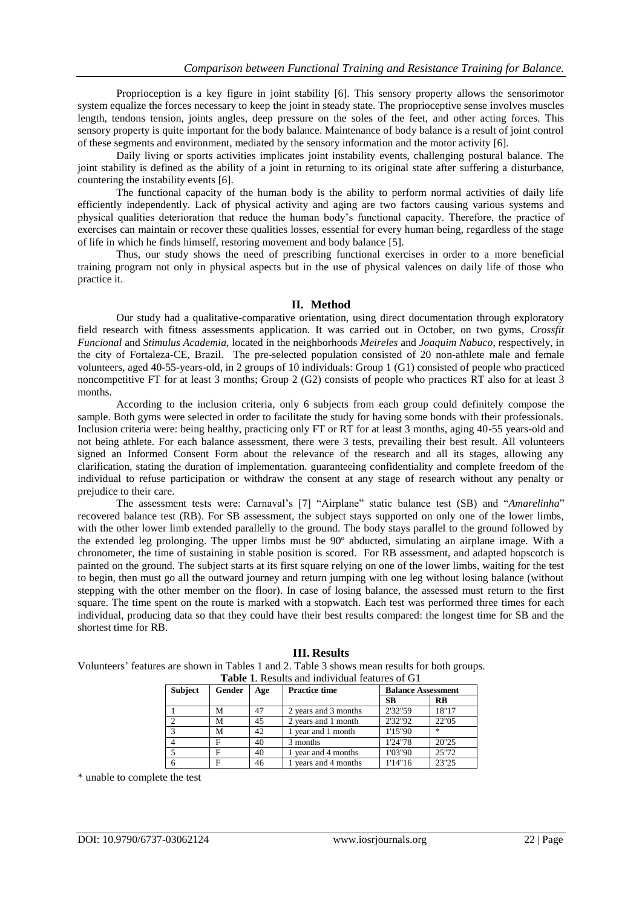Proprioception is a key figure in joint stability [6]. This sensory property allows the sensorimotor system equalize the forces necessary to keep the joint in steady state. The proprioceptive sense involves muscles length, tendons tension, joints angles, deep pressure on the soles of the feet, and other acting forces. This sensory property is quite important for the body balance. Maintenance of body balance is a result of joint control of these segments and environment, mediated by the sensory information and the motor activity [6].

Daily living or sports activities implicates joint instability events, challenging postural balance. The joint stability is defined as the ability of a joint in returning to its original state after suffering a disturbance, countering the instability events [6].

The functional capacity of the human body is the ability to perform normal activities of daily life efficiently independently. Lack of physical activity and aging are two factors causing various systems and physical qualities deterioration that reduce the human body's functional capacity. Therefore, the practice of exercises can maintain or recover these qualities losses, essential for every human being, regardless of the stage of life in which he finds himself, restoring movement and body balance [5].

Thus, our study shows the need of prescribing functional exercises in order to a more beneficial training program not only in physical aspects but in the use of physical valences on daily life of those who practice it.

## II. Method

Our study had a qualitative-comparative orientation, using direct documentation through exploratory field research with fitness assessments application. It was carried out in October, on two gyms, *Crossfit Funcional* and *Stimulus Academia*, located in the neighborhoods *Meireles* and *Joaquim Nabuco*, respectively, in the city of Fortaleza-CE, Brazil. The pre-selected population consisted of 20 non-athlete male and female volunteers, aged 40-55-years-old, in 2 groups of 10 individuals: Group 1 (G1) consisted of people who practiced noncompetitive FT for at least 3 months; Group 2 (G2) consists of people who practices RT also for at least 3 months.

According to the inclusion criteria, only 6 subjects from each group could definitely compose the sample. Both gyms were selected in order to facilitate the study for having some bonds with their professionals. Inclusion criteria were: being healthy, practicing only FT or RT for at least 3 months, aging 40-55 years-old and not being athlete. For each balance assessment, there were 3 tests, prevailing their best result. All volunteers signed an Informed Consent Form about the relevance of the research and all its stages, allowing any clarification, stating the duration of implementation. guaranteeing confidentiality and complete freedom of the individual to refuse participation or withdraw the consent at any stage of research without any penalty or prejudice to their care.

The assessment tests were: Carnaval's [7] "Airplane" static balance test (SB) and "*Amarelinha*" recovered balance test (RB). For SB assessment, the subject stays supported on only one of the lower limbs, with the other lower limb extended parallelly to the ground. The body stays parallel to the ground followed by the extended leg prolonging. The upper limbs must be 90º abducted, simulating an airplane image. With a chronometer, the time of sustaining in stable position is scored. For RB assessment, and adapted hopscotch is painted on the ground. The subject starts at its first square relying on one of the lower limbs, waiting for the test to begin, then must go all the outward journey and return jumping with one leg without losing balance (without stepping with the other member on the floor). In case of losing balance, the assessed must return to the first square. The time spent on the route is marked with a stopwatch. Each test was performed three times for each individual, producing data so that they could have their best results compared: the longest time for SB and the shortest time for RB.

## III. Results

Volunteers' features are shown in Tables 1 and 2. Table 3 shows mean results for both groups.

**Table 1**. Results and individual features of G1

| Subject | Gender | Age | Practice time | Balance Assessment | |
|---|---|---|---|---|---|
| | | | | SB | RB |
| 1 | M | 47 | 2 years and 3 months | 2'32"59 | 18"17 |
| 2 | M | 45 | 2 years and 1 month | 2'32"92 | 22"05 |
| 3 | M | 42 | 1 year and 1 month | 1'15"90 | * |
| 4 | F | 40 | 3 months | 1'24"78 | 20"25 |
| 5 | F | 40 | 1 year and 4 months | 1'03"90 | 25"72 |
| 6 | F | 46 | 1 years and 4 months | 1'14"16 | 23"25 |

\* unable to complete the test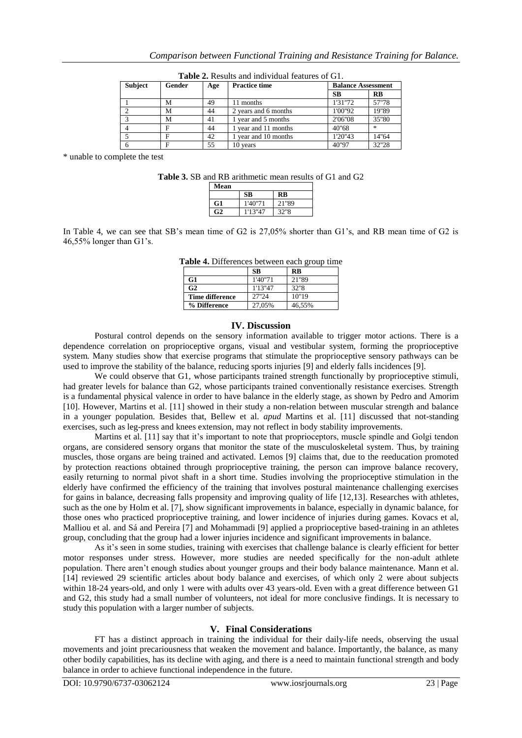**Table 2.** Results and individual features of G1.

| Subject | Gender | Age | Practice time | Balance Assessment | |
|---|---|---|---|---|---|
| | | | | SB | RB |
| 1 | M | 49 | 11 months | 1'31"72 | 57"78 |
| 2 | M | 44 | 2 years and 6 months | 1'00"92 | 19"89 |
| 3 | M | 41 | 1 year and 5 months | 2'06"08 | 35"80 |
| 4 | F | 44 | 1 year and 11 months | 40"68 | * |
| 5 | F | 42 | 1 year and 10 months | 1'20"43 | 14"64 |
| 6 | F | 55 | 10 years | 40"97 | 32"28 |

* unable to complete the test

**Table 3.** SB and RB arithmetic mean results of G1 and G2

| Mean | | |
|---|---|---|
| | SB | RB |
| G1 | 1'40"71 | 21"89 |
| G2 | 1'13"47 | 32"8 |

In Table 4, we can see that SB's mean time of G2 is 27,05% shorter than G1's, and RB mean time of G2 is 46,55% longer than G1's.

**Table 4.** Differences between each group time

| | SB | RB |
|---|---|---|
| G1 | 1'40"71 | 21"89 |
| G2 | 1'13"47 | 32"8 |
| Time difference | 27"24 | 10"19 |
| % Difference | 27,05% | 46,55% |

## IV. Discussion

Postural control depends on the sensory information available to trigger motor actions. There is a dependence correlation on proprioceptive organs, visual and vestibular system, forming the proprioceptive system. Many studies show that exercise programs that stimulate the proprioceptive sensory pathways can be used to improve the stability of the balance, reducing sports injuries [9] and elderly falls incidences [9].

We could observe that G1, whose participants trained strength functionally by proprioceptive stimuli, had greater levels for balance than G2, whose participants trained conventionally resistance exercises. Strength is a fundamental physical valence in order to have balance in the elderly stage, as shown by Pedro and Amorim [10]. However, Martins et al. [11] showed in their study a non-relation between muscular strength and balance in a younger population. Besides that, Bellew et al. *apud* Martins et al. [11] discussed that not-standing exercises, such as leg-press and knees extension, may not reflect in body stability improvements.

Martins et al. [11] say that it's important to note that proprioceptors, muscle spindle and Golgi tendon organs, are considered sensory organs that monitor the state of the musculoskeletal system. Thus, by training muscles, those organs are being trained and activated. Lemos [9] claims that, due to the reeducation promoted by protection reactions obtained through proprioceptive training, the person can improve balance recovery, easily returning to normal pivot shaft in a short time. Studies involving the proprioceptive stimulation in the elderly have confirmed the efficiency of the training that involves postural maintenance challenging exercises for gains in balance, decreasing falls propensity and improving quality of life [12,13]. Researches with athletes, such as the one by Holm et al. [7], show significant improvements in balance, especially in dynamic balance, for those ones who practiced proprioceptive training, and lower incidence of injuries during games. Kovacs et al, Malliou et al. and Sá and Pereira [7] and Mohammadi [9] applied a proprioceptive based-training in an athletes group, concluding that the group had a lower injuries incidence and significant improvements in balance.

As it's seen in some studies, training with exercises that challenge balance is clearly efficient for better motor responses under stress. However, more studies are needed specifically for the non-adult athlete population. There aren't enough studies about younger groups and their body balance maintenance. Mann et al. [14] reviewed 29 scientific articles about body balance and exercises, of which only 2 were about subjects within 18-24 years-old, and only 1 were with adults over 43 years-old. Even with a great difference between G1 and G2, this study had a small number of volunteers, not ideal for more conclusive findings. It is necessary to study this population with a larger number of subjects.

## V. Final Considerations

FT has a distinct approach in training the individual for their daily-life needs, observing the usual movements and joint precariousness that weaken the movement and balance. Importantly, the balance, as many other bodily capabilities, has its decline with aging, and there is a need to maintain functional strength and body balance in order to achieve functional independence in the future.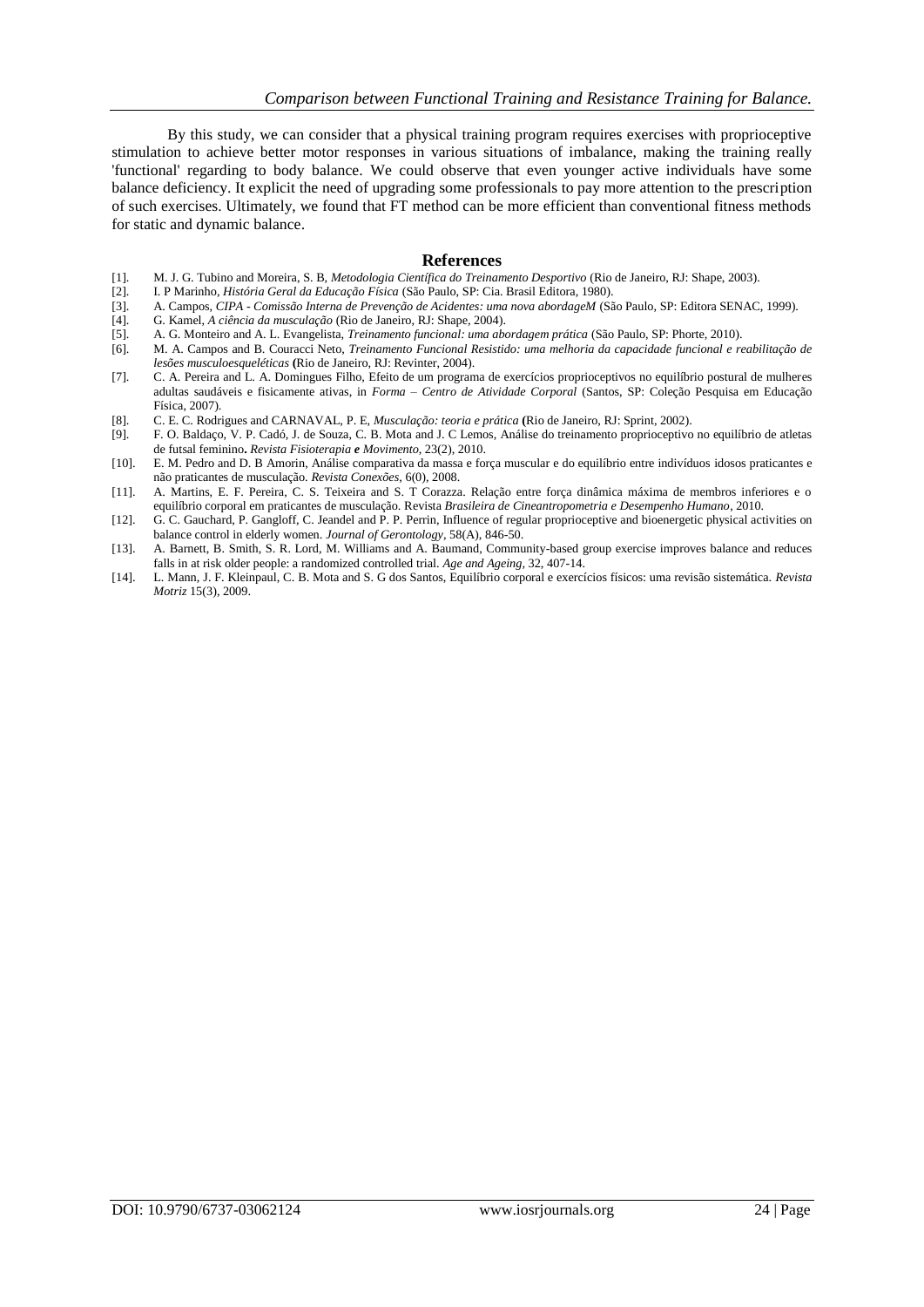By this study, we can consider that a physical training program requires exercises with proprioceptive stimulation to achieve better motor responses in various situations of imbalance, making the training really 'functional' regarding to body balance. We could observe that even younger active individuals have some balance deficiency. It explicit the need of upgrading some professionals to pay more attention to the prescription of such exercises. Ultimately, we found that FT method can be more efficient than conventional fitness methods for static and dynamic balance.

## References

[1]. M. J. G. Tubino and Moreira, S. B, *Metodologia Científica do Treinamento Desportivo* (Rio de Janeiro, RJ: Shape, 2003).

[2]. I. P Marinho, *História Geral da Educação Física* (São Paulo, SP: Cia. Brasil Editora, 1980).

[3]. A. Campos, *CIPA - Comissão Interna de Prevenção de Acidentes: uma nova abordageM* (São Paulo, SP: Editora SENAC, 1999).

[4]. G. Kamel, *A ciência da musculação* (Rio de Janeiro, RJ: Shape, 2004).

[5]. A. G. Monteiro and A. L. Evangelista, *Treinamento funcional: uma abordagem prática* (São Paulo, SP: Phorte, 2010).

[6]. M. A. Campos and B. Couracci Neto, *Treinamento Funcional Resistido: uma melhoria da capacidade funcional e reabilitação de lesões musculoesqueléticas* **(**Rio de Janeiro, RJ: Revinter, 2004).

[7]. C. A. Pereira and L. A. Domingues Filho, Efeito de um programa de exercícios proprioceptivos no equilíbrio postural de mulheres adultas saudáveis e fisicamente ativas, in *Forma – Centro de Atividade Corporal* (Santos, SP: Coleção Pesquisa em Educação Física, 2007).

[8]. C. E. C. Rodrigues and CARNAVAL, P. E, *Musculação: teoria e prática* **(**Rio de Janeiro, RJ: Sprint, 2002).

[9]. F. O. Baldaço, V. P. Cadó, J. de Souza, C. B. Mota and J. C Lemos, Análise do treinamento proprioceptivo no equilíbrio de atletas de futsal feminino**.** *Revista Fisioterapia **e** Movimento*, 23(2), 2010.

[10]. E. M. Pedro and D. B Amorin, Análise comparativa da massa e força muscular e do equilíbrio entre indivíduos idosos praticantes e não praticantes de musculação. *Revista Conexões*, 6(0), 2008.

[11]. A. Martins, E. F. Pereira, C. S. Teixeira and S. T Corazza. Relação entre força dinâmica máxima de membros inferiores e o equilíbrio corporal em praticantes de musculação. Revista *Brasileira de Cineantropometria e Desempenho Humano*, 2010.

[12]. G. C. Gauchard, P. Gangloff, C. Jeandel and P. P. Perrin, Influence of regular proprioceptive and bioenergetic physical activities on balance control in elderly women. *Journal of Gerontology*, 58(A), 846-50.

[13]. A. Barnett, B. Smith, S. R. Lord, M. Williams and A. Baumand, Community-based group exercise improves balance and reduces falls in at risk older people: a randomized controlled trial. *Age and Ageing*, 32, 407-14.

[14]. L. Mann, J. F. Kleinpaul, C. B. Mota and S. G dos Santos, Equilíbrio corporal e exercícios físicos: uma revisão sistemática. *Revista Motriz* 15(3), 2009.